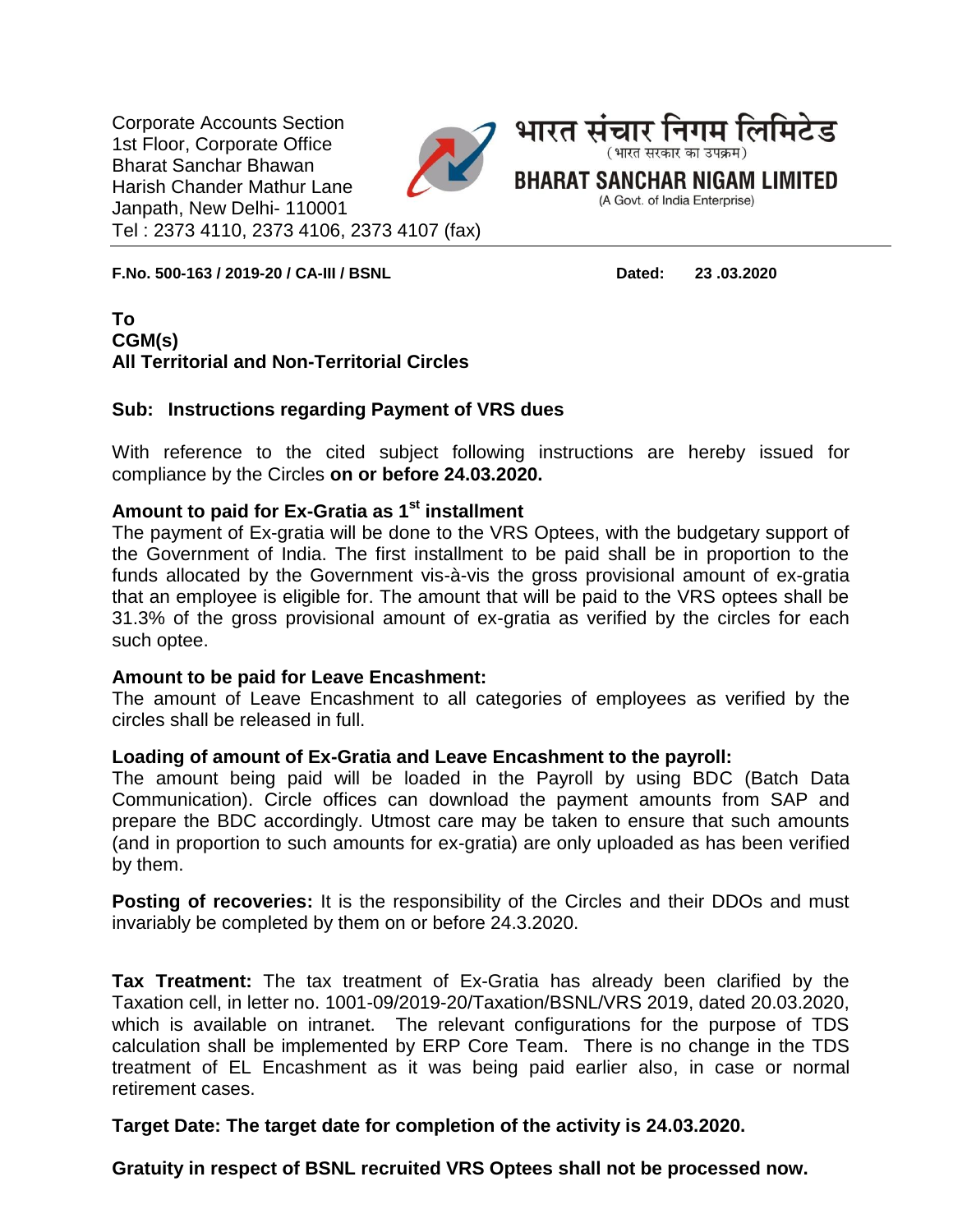Corporate Accounts Section
1st Floor, Corporate Office
Bharat Sanchar Bhawan
Harish Chander Mathur Lane
Janpath, New Delhi- 110001
Tel : 2373 4110, 2373 4106, 2373 4107 (fax)

भारत संचार निगम लिमिटेड
(भारत सरकार का उपक्रम)
**BHARAT SANCHAR NIGAM LIMITED**
(A Govt. of India Enterprise)

---

**F.No. 500-163 / 2019-20 / CA-III / BSNL** **Dated: 23 .03.2020**

**To**
**CGM(s)**
**All Territorial and Non-Territorial Circles**

**Sub: Instructions regarding Payment of VRS dues**

With reference to the cited subject following instructions are hereby issued for compliance by the Circles **on or before 24.03.2020.**

**Amount to paid for Ex-Gratia as 1st installment**
The payment of Ex-gratia will be done to the VRS Optees, with the budgetary support of the Government of India. The first installment to be paid shall be in proportion to the funds allocated by the Government vis-à-vis the gross provisional amount of ex-gratia that an employee is eligible for. The amount that will be paid to the VRS optees shall be 31.3% of the gross provisional amount of ex-gratia as verified by the circles for each such optee.

**Amount to be paid for Leave Encashment:**
The amount of Leave Encashment to all categories of employees as verified by the circles shall be released in full.

**Loading of amount of Ex-Gratia and Leave Encashment to the payroll:**
The amount being paid will be loaded in the Payroll by using BDC (Batch Data Communication). Circle offices can download the payment amounts from SAP and prepare the BDC accordingly. Utmost care may be taken to ensure that such amounts (and in proportion to such amounts for ex-gratia) are only uploaded as has been verified by them.

**Posting of recoveries:** It is the responsibility of the Circles and their DDOs and must invariably be completed by them on or before 24.3.2020.

**Tax Treatment:** The tax treatment of Ex-Gratia has already been clarified by the Taxation cell, in letter no. 1001-09/2019-20/Taxation/BSNL/VRS 2019, dated 20.03.2020, which is available on intranet. The relevant configurations for the purpose of TDS calculation shall be implemented by ERP Core Team. There is no change in the TDS treatment of EL Encashment as it was being paid earlier also, in case or normal retirement cases.

**Target Date: The target date for completion of the activity is 24.03.2020.**

**Gratuity in respect of BSNL recruited VRS Optees shall not be processed now.**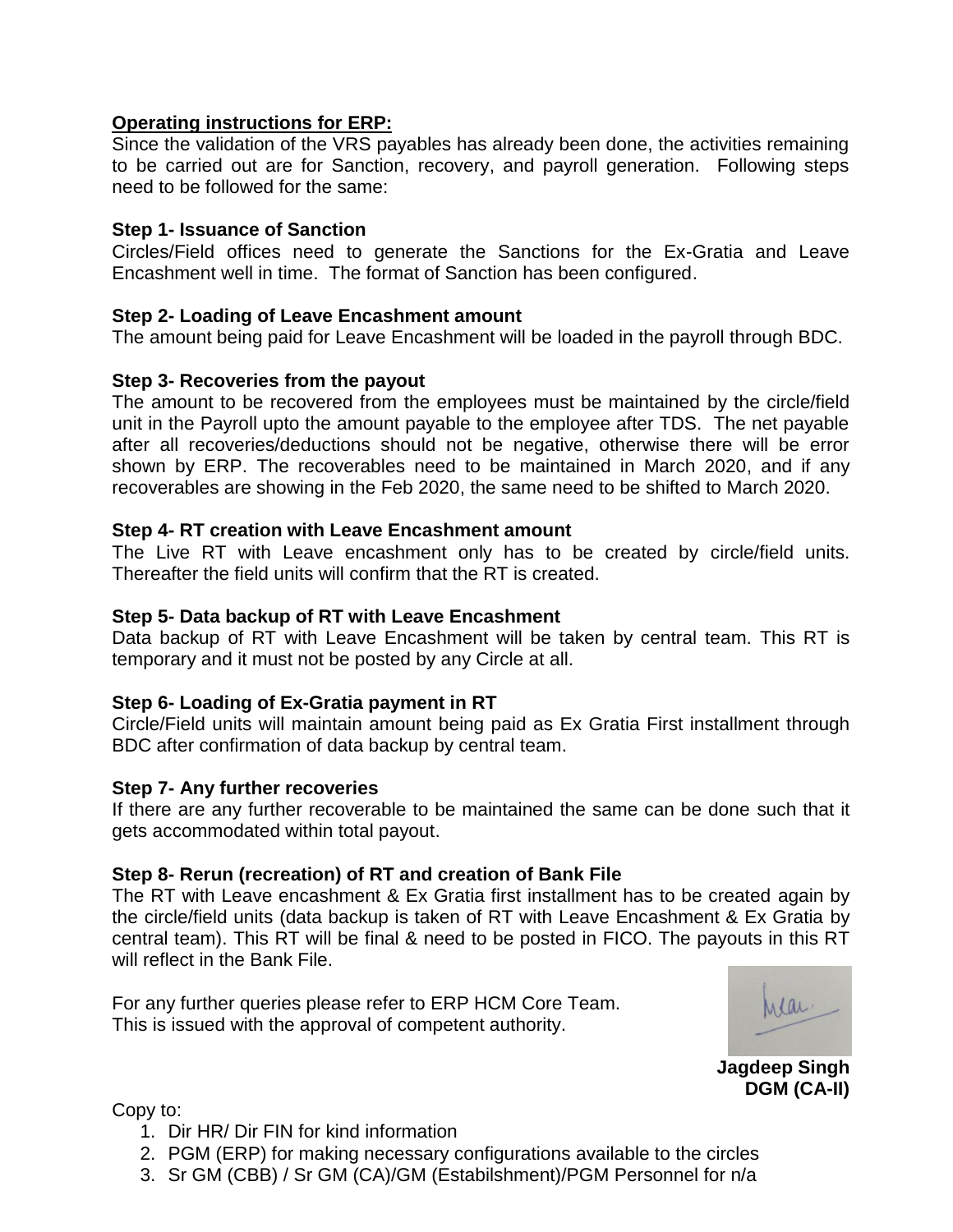**Operating instructions for ERP:**

Since the validation of the VRS payables has already been done, the activities remaining to be carried out are for Sanction, recovery, and payroll generation. Following steps need to be followed for the same:

**Step 1- Issuance of Sanction**

Circles/Field offices need to generate the Sanctions for the Ex-Gratia and Leave Encashment well in time. The format of Sanction has been configured.

**Step 2- Loading of Leave Encashment amount**

The amount being paid for Leave Encashment will be loaded in the payroll through BDC.

**Step 3- Recoveries from the payout**

The amount to be recovered from the employees must be maintained by the circle/field unit in the Payroll upto the amount payable to the employee after TDS. The net payable after all recoveries/deductions should not be negative, otherwise there will be error shown by ERP. The recoverables need to be maintained in March 2020, and if any recoverables are showing in the Feb 2020, the same need to be shifted to March 2020.

**Step 4- RT creation with Leave Encashment amount**

The Live RT with Leave encashment only has to be created by circle/field units. Thereafter the field units will confirm that the RT is created.

**Step 5- Data backup of RT with Leave Encashment**

Data backup of RT with Leave Encashment will be taken by central team. This RT is temporary and it must not be posted by any Circle at all.

**Step 6- Loading of Ex-Gratia payment in RT**

Circle/Field units will maintain amount being paid as Ex Gratia First installment through BDC after confirmation of data backup by central team.

**Step 7- Any further recoveries**

If there are any further recoverable to be maintained the same can be done such that it gets accommodated within total payout.

**Step 8- Rerun (recreation) of RT and creation of Bank File**

The RT with Leave encashment & Ex Gratia first installment has to be created again by the circle/field units (data backup is taken of RT with Leave Encashment & Ex Gratia by central team). This RT will be final & need to be posted in FICO. The payouts in this RT will reflect in the Bank File.

For any further queries please refer to ERP HCM Core Team.
This is issued with the approval of competent authority.

**Jagdeep Singh**
**DGM (CA-II)**

Copy to:

1. Dir HR/ Dir FIN for kind information
2. PGM (ERP) for making necessary configurations available to the circles
3. Sr GM (CBB) / Sr GM (CA)/GM (Estabilshment)/PGM Personnel for n/a